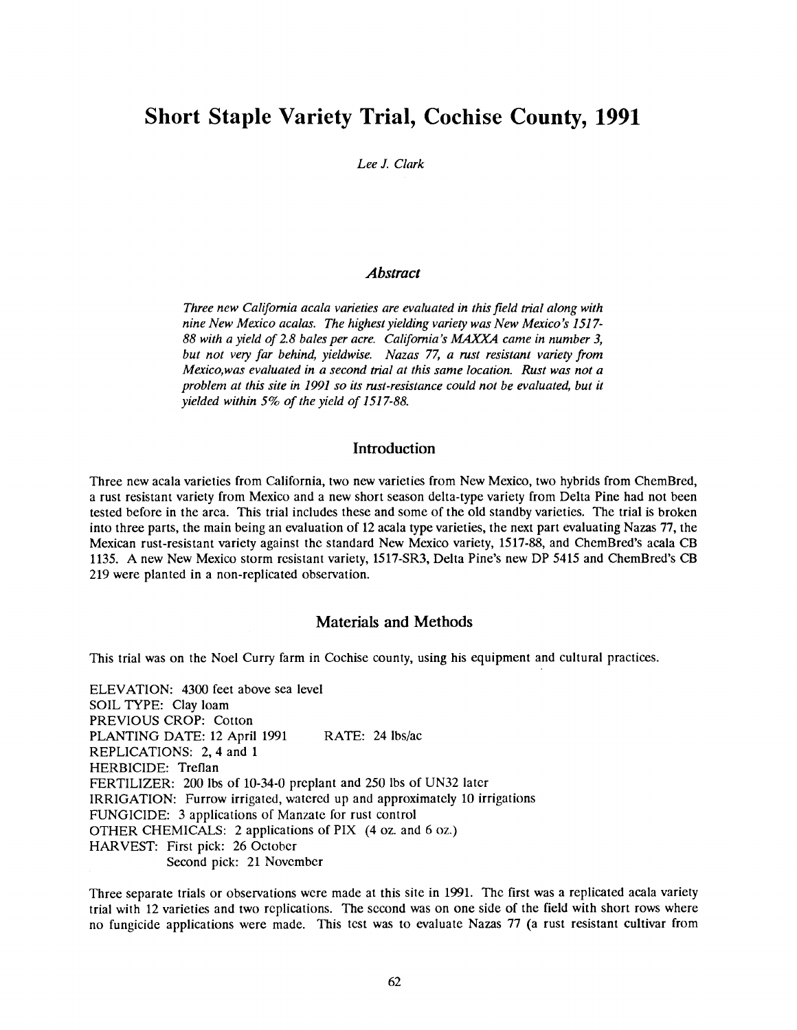# Short Staple Variety Trial, Cochise County, 1991

*Lee J. Clark*

## *Abstract*

*Three new California acala varieties are evaluated in this field trial along with nine New Mexico acalas. The highest yielding variety was New Mexico's 1517-88 with a yield of 2.8 bales per acre. California's MAXXA came in number 3, but not very far behind, yieldwise. Nazas 77, a rust resistant variety from Mexico,was evaluated in a second trial at this same location. Rust was not a problem at this site in 1991 so its rust-resistance could not be evaluated, but it yielded within 5% of the yield of 1517-88.*

## Introduction

Three new acala varieties from California, two new varieties from New Mexico, two hybrids from ChemBred, a rust resistant variety from Mexico and a new short season delta-type variety from Delta Pine had not been tested before in the area. This trial includes these and some of the old standby varieties. The trial is broken into three parts, the main being an evaluation of 12 acala type varieties, the next part evaluating Nazas 77, the Mexican rust-resistant variety against the standard New Mexico variety, 1517-88, and ChemBred's acala CB 1135. A new New Mexico storm resistant variety, 1517-SR3, Delta Pine's new DP 5415 and ChemBred's CB 219 were planted in a non-replicated observation.

## Materials and Methods

This trial was on the Noel Curry farm in Cochise county, using his equipment and cultural practices.

ELEVATION: 4300 feet above sea level
SOIL TYPE: Clay loam
PREVIOUS CROP: Cotton
PLANTING DATE: 12 April 1991 RATE: 24 lbs/ac
REPLICATIONS: 2, 4 and 1
HERBICIDE: Treflan
FERTILIZER: 200 lbs of 10-34-0 preplant and 250 lbs of UN32 later
IRRIGATION: Furrow irrigated, watered up and approximately 10 irrigations
FUNGICIDE: 3 applications of Manzate for rust control
OTHER CHEMICALS: 2 applications of PIX (4 oz. and 6 oz.)
HARVEST: First pick: 26 October
Second pick: 21 November

Three separate trials or observations were made at this site in 1991. The first was a replicated acala variety trial with 12 varieties and two replications. The second was on one side of the field with short rows where no fungicide applications were made. This test was to evaluate Nazas 77 (a rust resistant cultivar from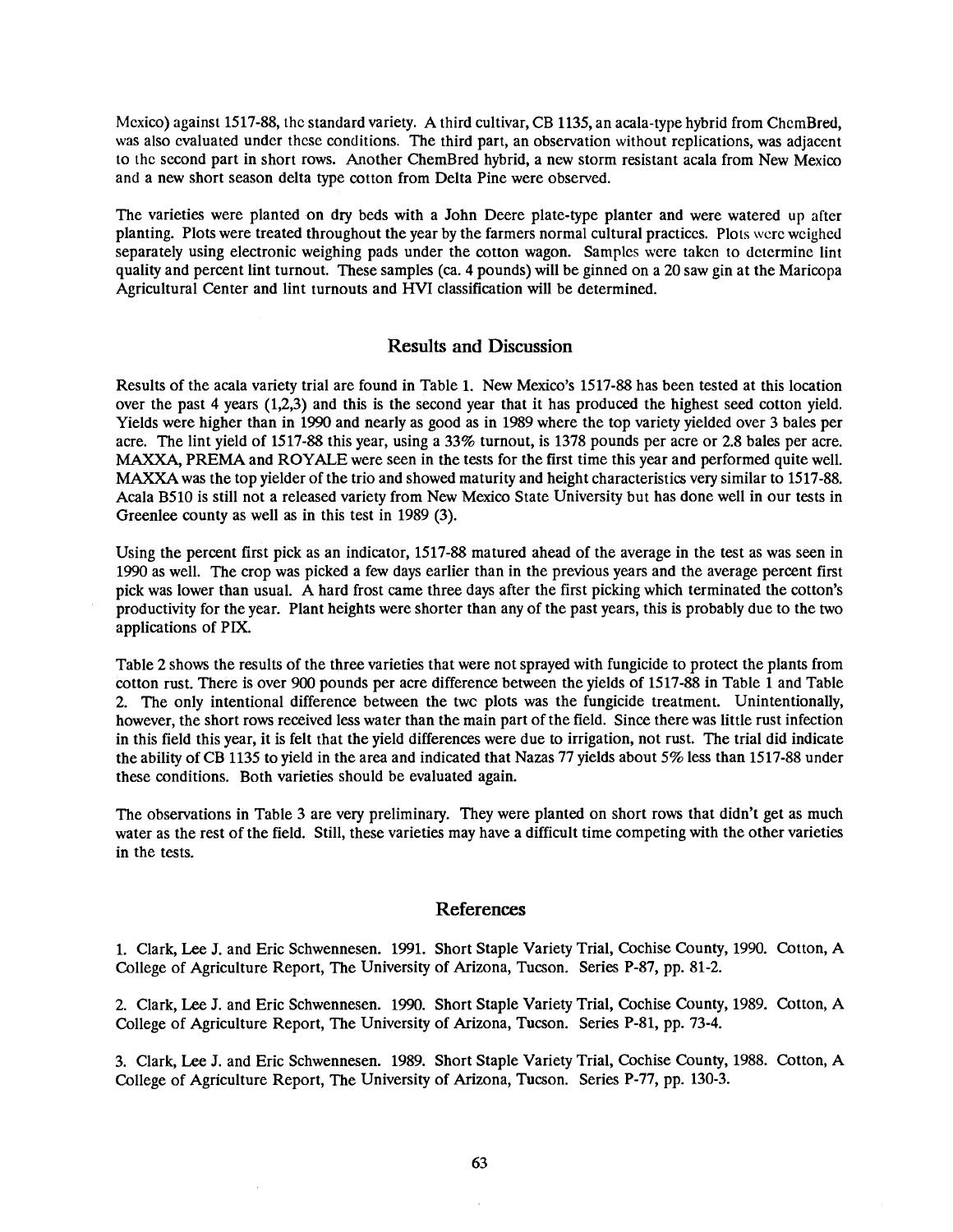Mexico) against 1517-88, the standard variety. A third cultivar, CB 1135, an acala-type hybrid from ChemBred, was also evaluated under these conditions. The third part, an observation without replications, was adjacent to the second part in short rows. Another ChemBred hybrid, a new storm resistant acala from New Mexico and a new short season delta type cotton from Delta Pine were observed.

The varieties were planted on dry beds with a John Deere plate-type planter and were watered up after planting. Plots were treated throughout the year by the farmers normal cultural practices. Plots were weighed separately using electronic weighing pads under the cotton wagon. Samples were taken to determine lint quality and percent lint turnout. These samples (ca. 4 pounds) will be ginned on a 20 saw gin at the Maricopa Agricultural Center and lint turnouts and HVI classification will be determined.

## Results and Discussion

Results of the acala variety trial are found in Table 1. New Mexico's 1517-88 has been tested at this location over the past 4 years (1,2,3) and this is the second year that it has produced the highest seed cotton yield. Yields were higher than in 1990 and nearly as good as in 1989 where the top variety yielded over 3 bales per acre. The lint yield of 1517-88 this year, using a 33% turnout, is 1378 pounds per acre or 2.8 bales per acre. MAXXA, PREMA and ROYALE were seen in the tests for the first time this year and performed quite well. MAXXA was the top yielder of the trio and showed maturity and height characteristics very similar to 1517-88. Acala B510 is still not a released variety from New Mexico State University but has done well in our tests in Greenlee county as well as in this test in 1989 (3).

Using the percent first pick as an indicator, 1517-88 matured ahead of the average in the test as was seen in 1990 as well. The crop was picked a few days earlier than in the previous years and the average percent first pick was lower than usual. A hard frost came three days after the first picking which terminated the cotton's productivity for the year. Plant heights were shorter than any of the past years, this is probably due to the two applications of PIX.

Table 2 shows the results of the three varieties that were not sprayed with fungicide to protect the plants from cotton rust. There is over 900 pounds per acre difference between the yields of 1517-88 in Table 1 and Table 2. The only intentional difference between the two plots was the fungicide treatment. Unintentionally, however, the short rows received less water than the main part of the field. Since there was little rust infection in this field this year, it is felt that the yield differences were due to irrigation, not rust. The trial did indicate the ability of CB 1135 to yield in the area and indicated that Nazas 77 yields about 5% less than 1517-88 under these conditions. Both varieties should be evaluated again.

The observations in Table 3 are very preliminary. They were planted on short rows that didn't get as much water as the rest of the field. Still, these varieties may have a difficult time competing with the other varieties in the tests.

## References

1. Clark, Lee J. and Eric Schwennesen. 1991. Short Staple Variety Trial, Cochise County, 1990. Cotton, A College of Agriculture Report, The University of Arizona, Tucson. Series P-87, pp. 81-2.

2. Clark, Lee J. and Eric Schwennesen. 1990. Short Staple Variety Trial, Cochise County, 1989. Cotton, A College of Agriculture Report, The University of Arizona, Tucson. Series P-81, pp. 73-4.

3. Clark, Lee J. and Eric Schwennesen. 1989. Short Staple Variety Trial, Cochise County, 1988. Cotton, A College of Agriculture Report, The University of Arizona, Tucson. Series P-77, pp. 130-3.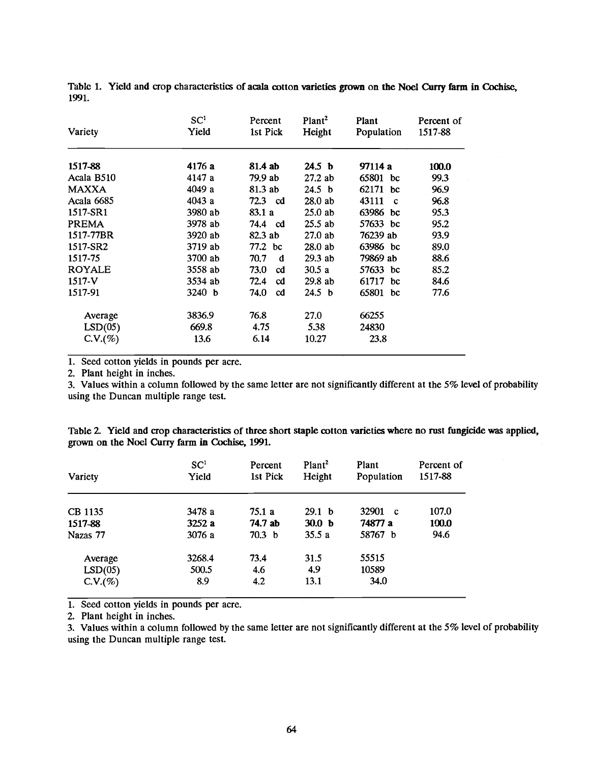Table 1. Yield and crop characteristics of acala cotton varieties grown on the Noel Curry farm in Cochise, 1991.

| Variety | SC[1] Yield | Percent 1st Pick | Plant[2] Height | Plant Population | Percent of 1517-88 |
|---|---|---|---|---|---|
| **1517-88** | **4176 a** | **81.4 ab** | **24.5 b** | **97114 a** | **100.0** |
| Acala B510 | 4147 a | 79.9 ab | 27.2 ab | 65801 bc | 99.3 |
| MAXXA | 4049 a | 81.3 ab | 24.5 b | 62171 bc | 96.9 |
| Acala 6685 | 4043 a | 72.3 cd | 28.0 ab | 43111 c | 96.8 |
| 1517-SR1 | 3980 ab | 83.1 a | 25.0 ab | 63986 bc | 95.3 |
| PREMA | 3978 ab | 74.4 cd | 25.5 ab | 57633 bc | 95.2 |
| 1517-77BR | 3920 ab | 82.3 ab | 27.0 ab | 76239 ab | 93.9 |
| 1517-SR2 | 3719 ab | 77.2 bc | 28.0 ab | 63986 bc | 89.0 |
| 1517-75 | 3700 ab | 70.7 d | 29.3 ab | 79869 ab | 88.6 |
| ROYALE | 3558 ab | 73.0 cd | 30.5 a | 57633 bc | 85.2 |
| 1517-V | 3534 ab | 72.4 cd | 29.8 ab | 61717 bc | 84.6 |
| 1517-91 | 3240 b | 74.0 cd | 24.5 b | 65801 bc | 77.6 |
| Average | 3836.9 | 76.8 | 27.0 | 66255 | |
| LSD(05) | 669.8 | 4.75 | 5.38 | 24830 | |
| C.V.(%) | 13.6 | 6.14 | 10.27 | 23.8 | |

1. Seed cotton yields in pounds per acre.
2. Plant height in inches.
3. Values within a column followed by the same letter are not significantly different at the 5% level of probability using the Duncan multiple range test.

Table 2. Yield and crop characteristics of three short staple cotton varieties where no rust fungicide was applied, grown on the Noel Curry farm in Cochise, 1991.

| Variety | SC[1] Yield | Percent 1st Pick | Plant[2] Height | Plant Population | Percent of 1517-88 |
|---|---|---|---|---|---|
| CB 1135 | 3478 a | 75.1 a | 29.1 b | 32901 c | 107.0 |
| **1517-88** | **3252 a** | **74.7 ab** | **30.0 b** | **74877 a** | **100.0** |
| Nazas 77 | 3076 a | 70.3 b | 35.5 a | 58767 b | 94.6 |
| Average | 3268.4 | 73.4 | 31.5 | 55515 | |
| LSD(05) | 500.5 | 4.6 | 4.9 | 10589 | |
| C.V.(%) | 8.9 | 4.2 | 13.1 | 34.0 | |

1. Seed cotton yields in pounds per acre.
2. Plant height in inches.
3. Values within a column followed by the same letter are not significantly different at the 5% level of probability using the Duncan multiple range test.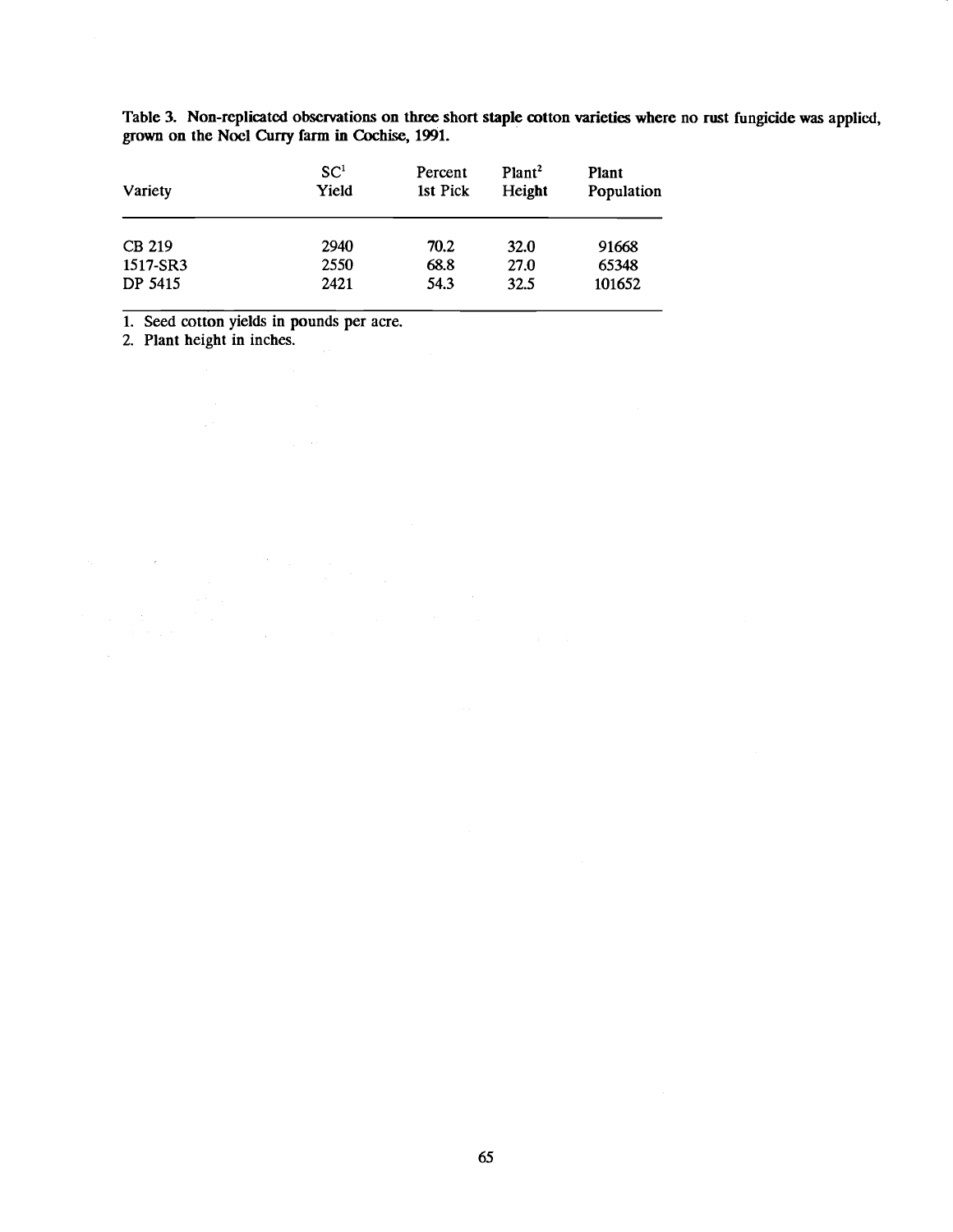**Table 3. Non-replicated observations on three short staple cotton varieties where no rust fungicide was applied, grown on the Noel Curry farm in Cochise, 1991.**

| Variety | SC[1] Yield | Percent 1st Pick | Plant[2] Height | Plant Population |
|---|---|---|---|---|
| CB 219 | 2940 | 70.2 | 32.0 | 91668 |
| 1517-SR3 | 2550 | 68.8 | 27.0 | 65348 |
| DP 5415 | 2421 | 54.3 | 32.5 | 101652 |

1. Seed cotton yields in pounds per acre.
2. Plant height in inches.